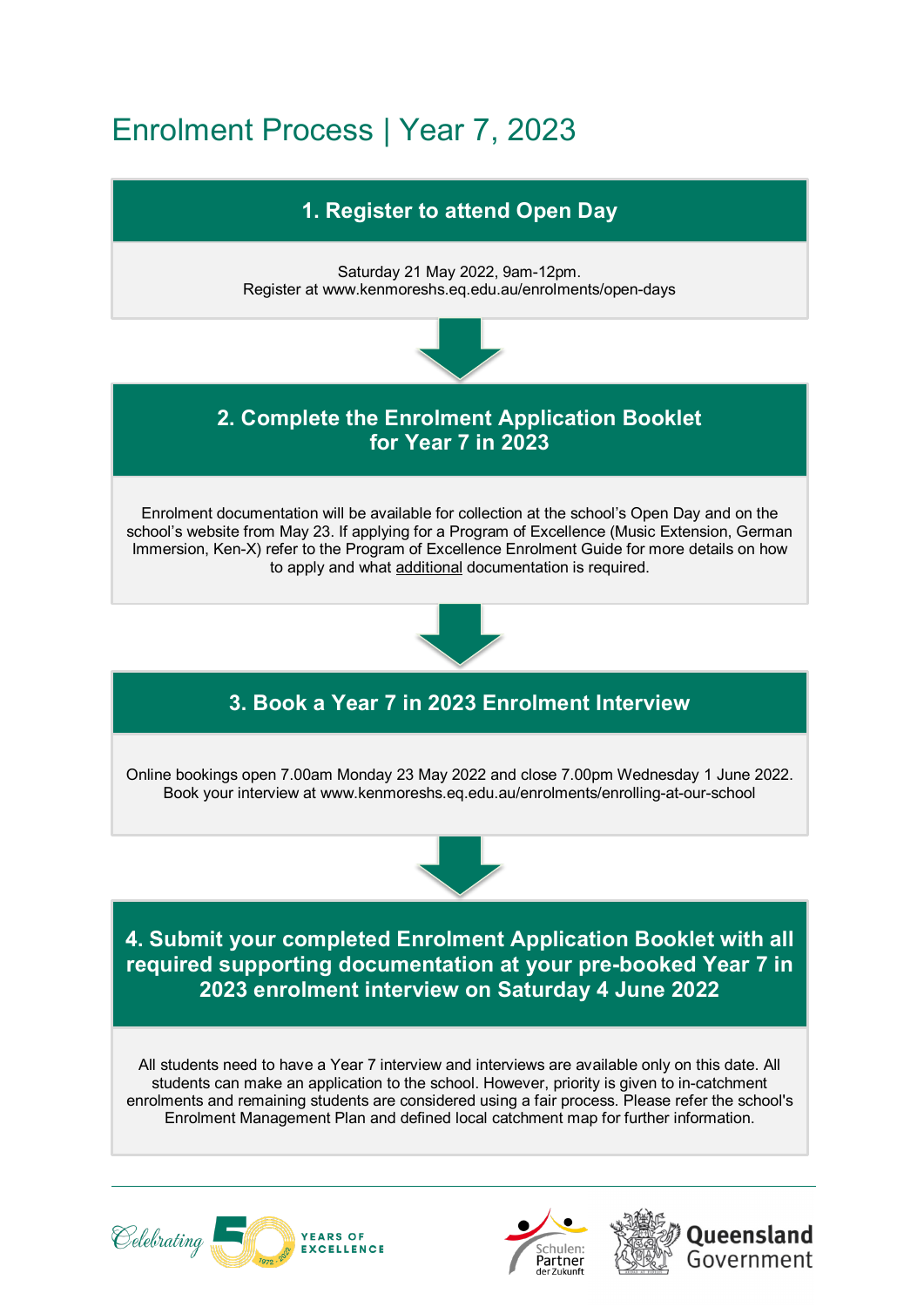# Enrolment Process | Year 7, 2023

## 1. Register to attend Open Day

Saturday 21 May 2022, 9am-12pm.
Register at www.kenmoreshs.eq.edu.au/enrolments/open-days

## 2. Complete the Enrolment Application Booklet for Year 7 in 2023

Enrolment documentation will be available for collection at the school's Open Day and on the school's website from May 23. If applying for a Program of Excellence (Music Extension, German Immersion, Ken-X) refer to the Program of Excellence Enrolment Guide for more details on how to apply and what additional documentation is required.

## 3. Book a Year 7 in 2023 Enrolment Interview

Online bookings open 7.00am Monday 23 May 2022 and close 7.00pm Wednesday 1 June 2022.
Book your interview at www.kenmoreshs.eq.edu.au/enrolments/enrolling-at-our-school

## 4. Submit your completed Enrolment Application Booklet with all required supporting documentation at your pre-booked Year 7 in 2023 enrolment interview on Saturday 4 June 2022

All students need to have a Year 7 interview and interviews are available only on this date. All students can make an application to the school. However, priority is given to in-catchment enrolments and remaining students are considered using a fair process. Please refer the school's Enrolment Management Plan and defined local catchment map for further information.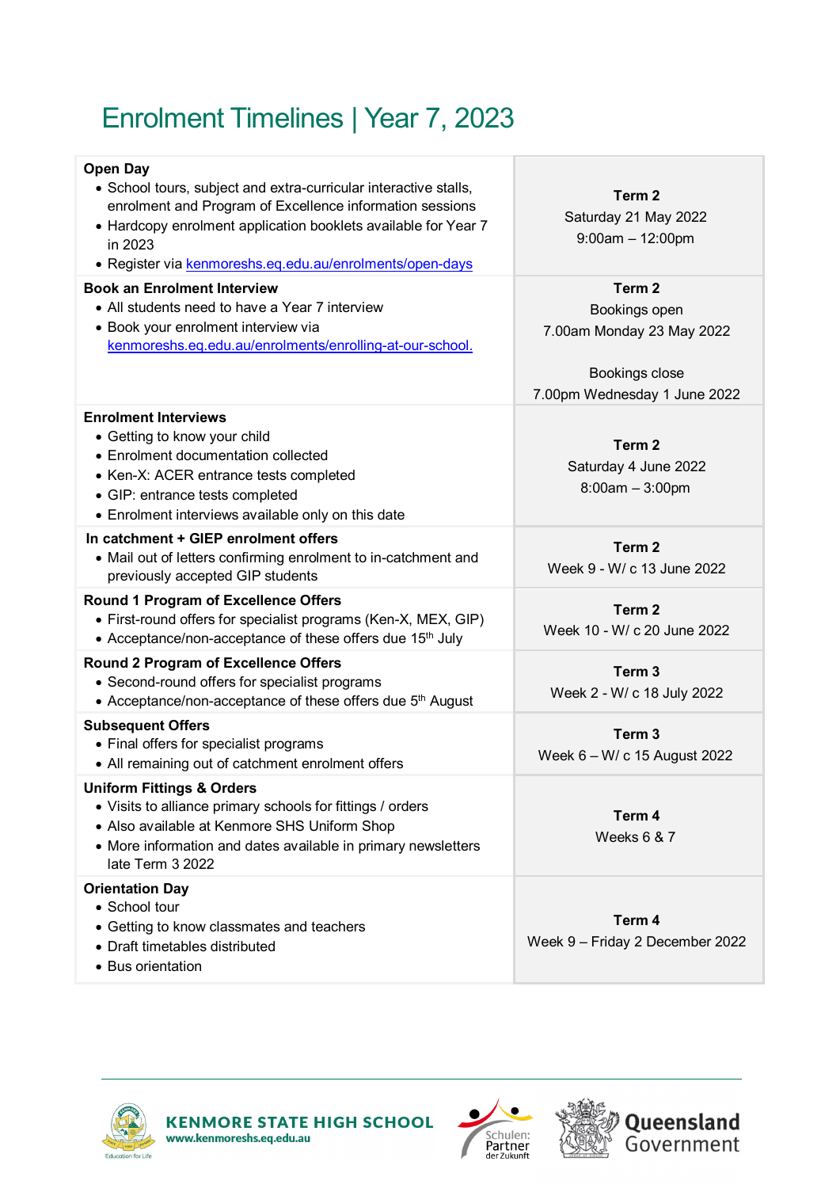# Enrolment Timelines | Year 7, 2023

| | |
|---|---|
| **Open Day**<br>• School tours, subject and extra-curricular interactive stalls, enrolment and Program of Excellence information sessions<br>• Hardcopy enrolment application booklets available for Year 7 in 2023<br>• Register via kenmoreshs.eq.edu.au/enrolments/open-days | **Term 2**<br>Saturday 21 May 2022<br>9:00am – 12:00pm |
| **Book an Enrolment Interview**<br>• All students need to have a Year 7 interview<br>• Book your enrolment interview via kenmoreshs.eq.edu.au/enrolments/enrolling-at-our-school. | **Term 2**<br>Bookings open<br>7.00am Monday 23 May 2022<br><br>Bookings close<br>7.00pm Wednesday 1 June 2022 |
| **Enrolment Interviews**<br>• Getting to know your child<br>• Enrolment documentation collected<br>• Ken-X: ACER entrance tests completed<br>• GIP: entrance tests completed<br>• Enrolment interviews available only on this date | **Term 2**<br>Saturday 4 June 2022<br>8:00am – 3:00pm |
| **In catchment + GIEP enrolment offers**<br>• Mail out of letters confirming enrolment to in-catchment and previously accepted GIP students | **Term 2**<br>Week 9 - W/ c 13 June 2022 |
| **Round 1 Program of Excellence Offers**<br>• First-round offers for specialist programs (Ken-X, MEX, GIP)<br>• Acceptance/non-acceptance of these offers due 15th July | **Term 2**<br>Week 10 - W/ c 20 June 2022 |
| **Round 2 Program of Excellence Offers**<br>• Second-round offers for specialist programs<br>• Acceptance/non-acceptance of these offers due 5th August | **Term 3**<br>Week 2 - W/ c 18 July 2022 |
| **Subsequent Offers**<br>• Final offers for specialist programs<br>• All remaining out of catchment enrolment offers | **Term 3**<br>Week 6 – W/ c 15 August 2022 |
| **Uniform Fittings & Orders**<br>• Visits to alliance primary schools for fittings / orders<br>• Also available at Kenmore SHS Uniform Shop<br>• More information and dates available in primary newsletters late Term 3 2022 | **Term 4**<br>Weeks 6 & 7 |
| **Orientation Day**<br>• School tour<br>• Getting to know classmates and teachers<br>• Draft timetables distributed<br>• Bus orientation | **Term 4**<br>Week 9 – Friday 2 December 2022 |

KENMORE STATE HIGH SCHOOL
www.kenmoreshs.eq.edu.au